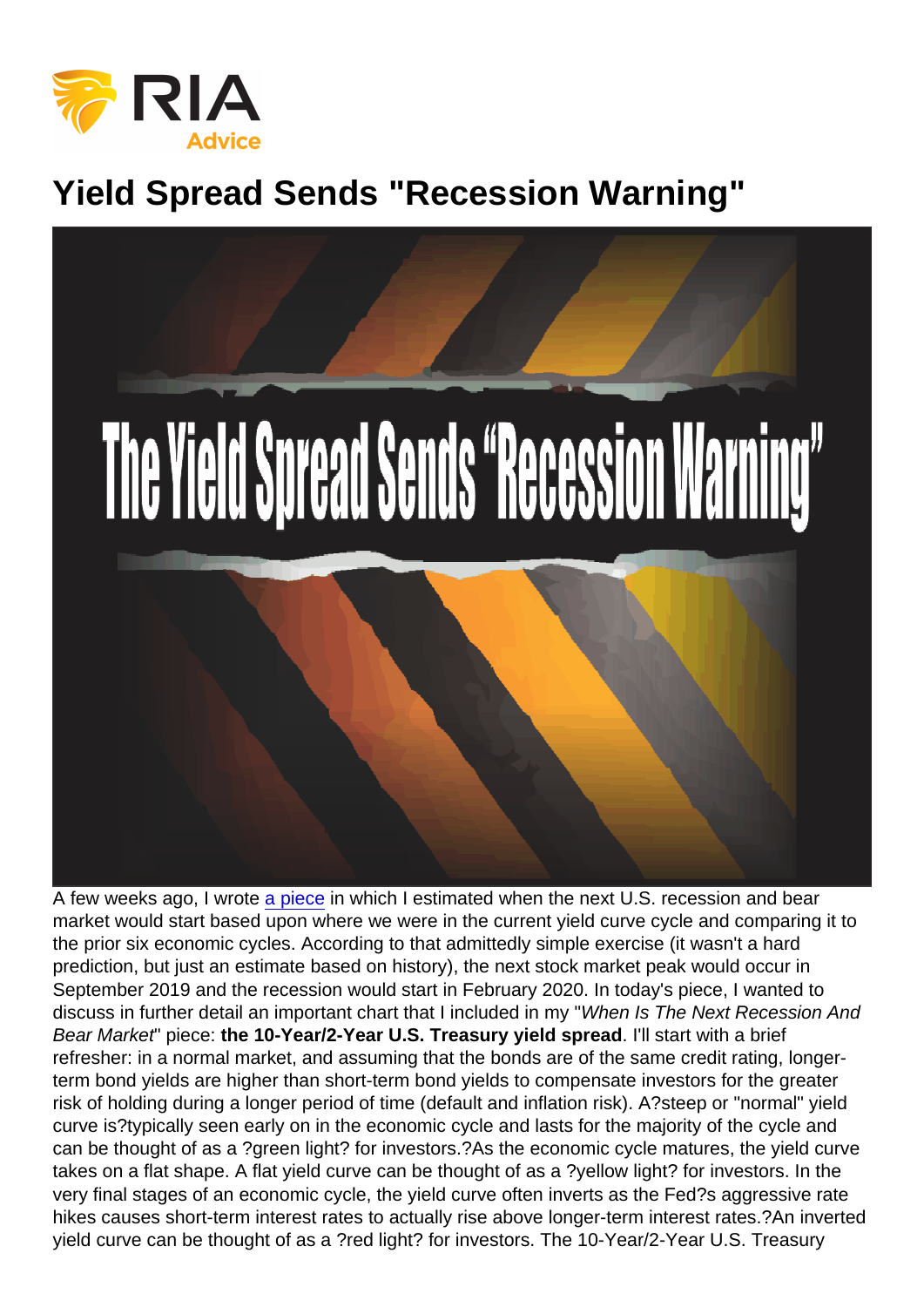# Yield Spread Sends "Recession Warning"

A few weeks ago, I wrote a piece in which I estimated when the next U.S. recession and bear market would start based upon where we were in the current yield curve cycle and comparing it to the prior six economic cycles. According to that admittedly simple exercise (it wasn't a hard prediction, but just an estimate based on history), the next stock market peak would occur in September 2019 and the recession would start in February 2020. In today's piece, I wanted to discuss in further detail an important chart that I included in my "*When Is The Next Recession And Bear Market*" piece: **the 10-Year/2-Year U.S. Treasury yield spread**. I'll start with a brief refresher: in a normal market, and assuming that the bonds are of the same credit rating, longer-term bond yields are higher than short-term bond yields to compensate investors for the greater risk of holding during a longer period of time (default and inflation risk). A?steep or "normal" yield curve is?typically seen early on in the economic cycle and lasts for the majority of the cycle and can be thought of as a ?green light? for investors.?As the economic cycle matures, the yield curve takes on a flat shape. A flat yield curve can be thought of as a ?yellow light? for investors. In the very final stages of an economic cycle, the yield curve often inverts as the Fed?s aggressive rate hikes causes short-term interest rates to actually rise above longer-term interest rates.?An inverted yield curve can be thought of as a ?red light? for investors. The 10-Year/2-Year U.S. Treasury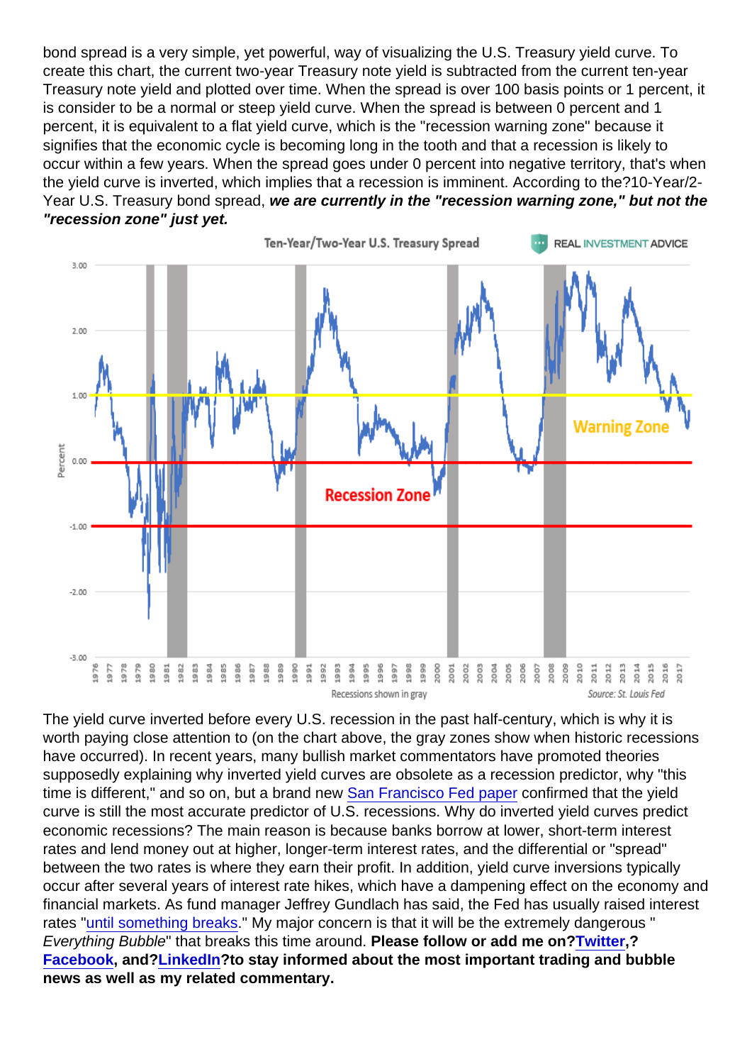bond spread is a very simple, yet powerful, way of visualizing the U.S. Treasury yield curve. To create this chart, the current two-year Treasury note yield is subtracted from the current ten-year Treasury note yield and plotted over time. When the spread is over 100 basis points or 1 percent, it is consider to be a normal or steep yield curve. When the spread is between 0 percent and 1 percent, it is equivalent to a flat yield curve, which is the "recession warning zone" because it signifies that the economic cycle is becoming long in the tooth and that a recession is likely to occur within a few years. When the spread goes under 0 percent into negative territory, that's when the yield curve is inverted, which implies that a recession is imminent. According to the?10-Year/2-Year U.S. Treasury bond spread, ***we are currently in the "recession warning zone," but not the "recession zone" just yet.***

Ten-Year/Two-Year U.S. Treasury Spread

REAL INVESTMENT ADVICE

3.00
2.00
1.00
0.00
-1.00
-2.00
-3.00

Percent

Warning Zone

Recession Zone

1976 1977 1978 1979 1980 1981 1982 1983 1984 1985 1986 1987 1988 1989 1990 1991 1992 1993 1994 1995 1996 1997 1998 1999 2000 2001 2002 2003 2004 2005 2006 2007 2008 2009 2010 2011 2012 2013 2014 2015 2016 2017

Recessions shown in gray

Source: St. Louis Fed

The yield curve inverted before every U.S. recession in the past half-century, which is why it is worth paying close attention to (on the chart above, the gray zones show when historic recessions have occurred). In recent years, many bullish market commentators have promoted theories supposedly explaining why inverted yield curves are obsolete as a recession predictor, why "this time is different," and so on, but a brand new San Francisco Fed paper confirmed that the yield curve is still the most accurate predictor of U.S. recessions. Why do inverted yield curves predict economic recessions? The main reason is because banks borrow at lower, short-term interest rates and lend money out at higher, longer-term interest rates, and the differential or "spread" between the two rates is where they earn their profit. In addition, yield curve inversions typically occur after several years of interest rate hikes, which have a dampening effect on the economy and financial markets. As fund manager Jeffrey Gundlach has said, the Fed has usually raised interest rates "until something breaks." My major concern is that it will be the extremely dangerous "*Everything Bubble*" that breaks this time around. **Please follow or add me on?Twitter,? Facebook, and?LinkedIn?to stay informed about the most important trading and bubble news as well as my related commentary.**